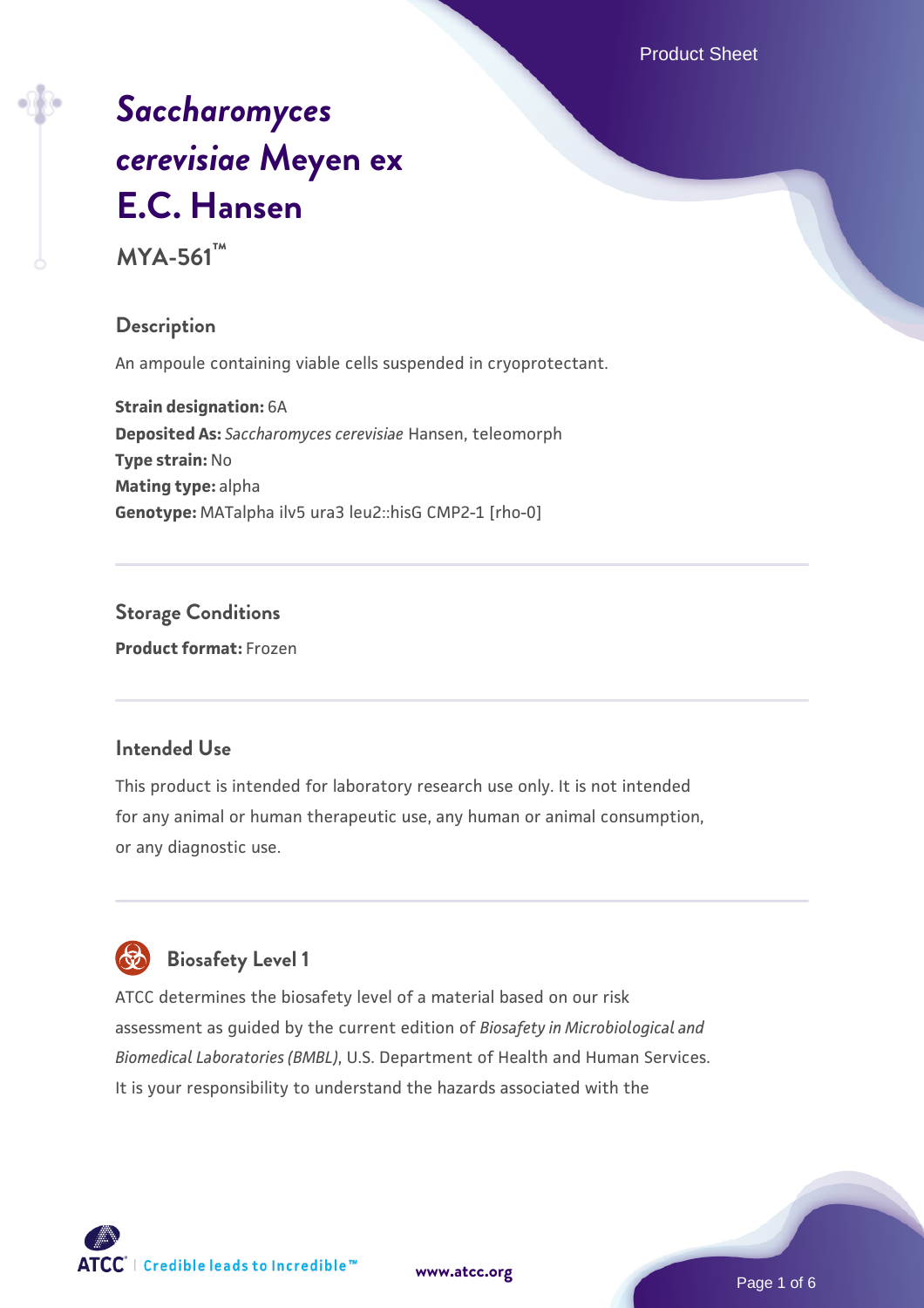# *Saccharomyces cerevisiae* Meyen ex E.C. Hansen

**MYA-561™**

## Description

An ampoule containing viable cells suspended in cryoprotectant.

**Strain designation:** 6A
**Deposited As:** *Saccharomyces cerevisiae* Hansen, teleomorph
**Type strain:** No
**Mating type:** alpha
**Genotype:** MATalpha ilv5 ura3 leu2::hisG CMP2-1 [rho-0]

## Storage Conditions

**Product format:** Frozen

## Intended Use

This product is intended for laboratory research use only. It is not intended for any animal or human therapeutic use, any human or animal consumption, or any diagnostic use.

## Biosafety Level 1

ATCC determines the biosafety level of a material based on our risk assessment as guided by the current edition of *Biosafety in Microbiological and Biomedical Laboratories (BMBL)*, U.S. Department of Health and Human Services. It is your responsibility to understand the hazards associated with the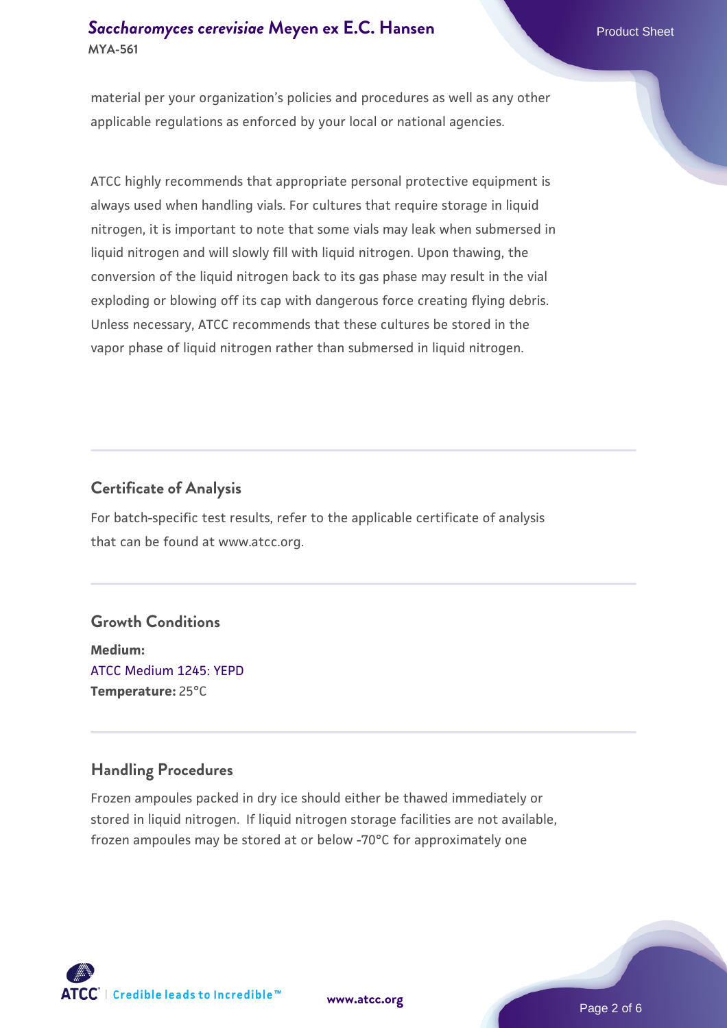material per your organization’s policies and procedures as well as any other applicable regulations as enforced by your local or national agencies.

ATCC highly recommends that appropriate personal protective equipment is always used when handling vials. For cultures that require storage in liquid nitrogen, it is important to note that some vials may leak when submersed in liquid nitrogen and will slowly fill with liquid nitrogen. Upon thawing, the conversion of the liquid nitrogen back to its gas phase may result in the vial exploding or blowing off its cap with dangerous force creating flying debris. Unless necessary, ATCC recommends that these cultures be stored in the vapor phase of liquid nitrogen rather than submersed in liquid nitrogen.

## Certificate of Analysis

For batch-specific test results, refer to the applicable certificate of analysis that can be found at www.atcc.org.

## Growth Conditions

**Medium:**
ATCC Medium 1245: YEPD
**Temperature:** 25°C

## Handling Procedures

Frozen ampoules packed in dry ice should either be thawed immediately or stored in liquid nitrogen. If liquid nitrogen storage facilities are not available, frozen ampoules may be stored at or below -70°C for approximately one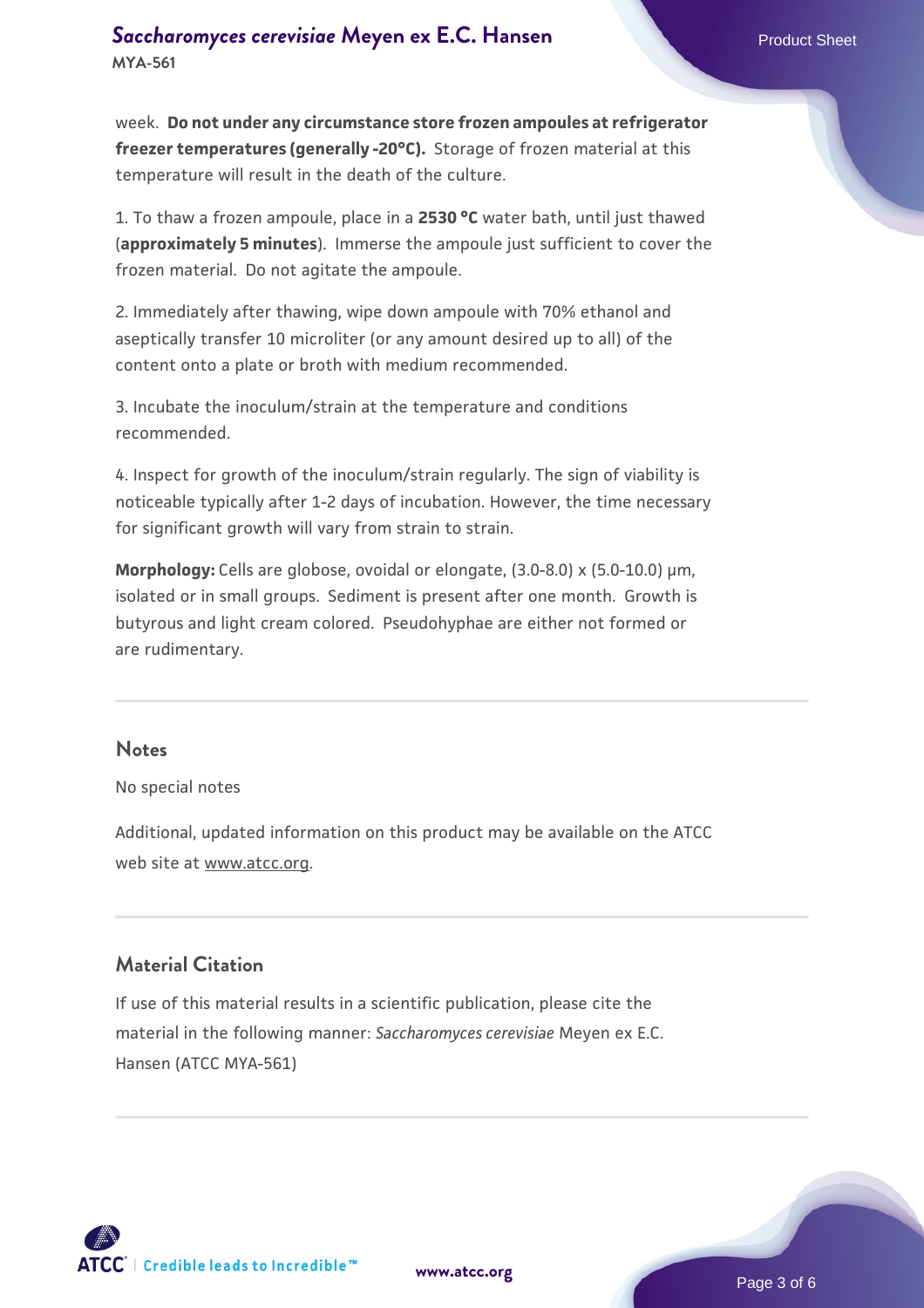week. **Do not under any circumstance store frozen ampoules at refrigerator freezer temperatures (generally -20°C).** Storage of frozen material at this temperature will result in the death of the culture.

1. To thaw a frozen ampoule, place in a **2530 °C** water bath, until just thawed (**approximately 5 minutes**). Immerse the ampoule just sufficient to cover the frozen material. Do not agitate the ampoule.

2. Immediately after thawing, wipe down ampoule with 70% ethanol and aseptically transfer 10 microliter (or any amount desired up to all) of the content onto a plate or broth with medium recommended.

3. Incubate the inoculum/strain at the temperature and conditions recommended.

4. Inspect for growth of the inoculum/strain regularly. The sign of viability is noticeable typically after 1-2 days of incubation. However, the time necessary for significant growth will vary from strain to strain.

**Morphology:** Cells are globose, ovoidal or elongate, (3.0-8.0) x (5.0-10.0) µm, isolated or in small groups. Sediment is present after one month. Growth is butyrous and light cream colored. Pseudohyphae are either not formed or are rudimentary.

## Notes

No special notes

Additional, updated information on this product may be available on the ATCC web site at www.atcc.org.

## Material Citation

If use of this material results in a scientific publication, please cite the material in the following manner: *Saccharomyces cerevisiae* Meyen ex E.C. Hansen (ATCC MYA-561)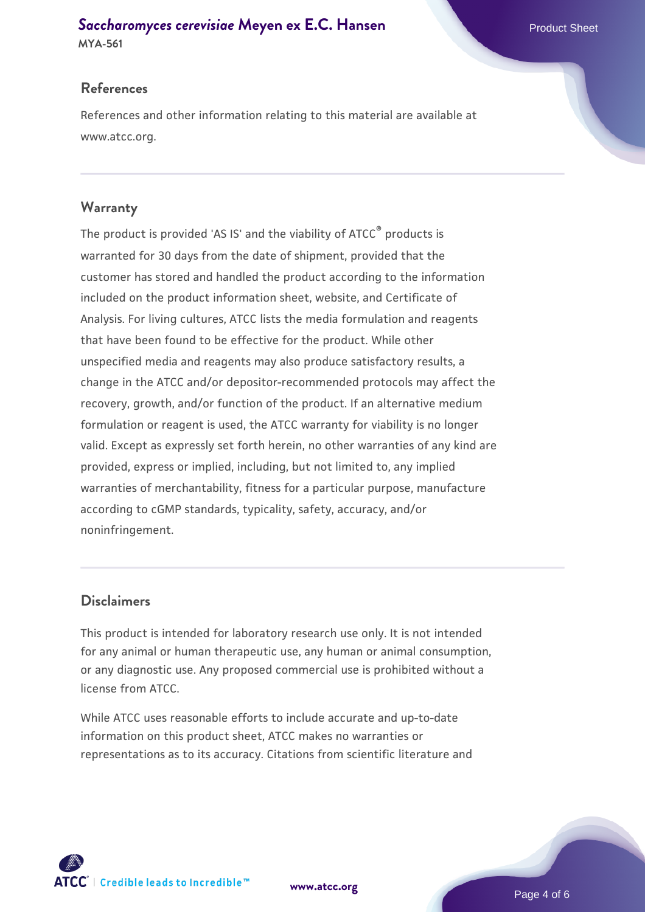## References

References and other information relating to this material are available at www.atcc.org.

## Warranty

The product is provided 'AS IS' and the viability of ATCC® products is warranted for 30 days from the date of shipment, provided that the customer has stored and handled the product according to the information included on the product information sheet, website, and Certificate of Analysis. For living cultures, ATCC lists the media formulation and reagents that have been found to be effective for the product. While other unspecified media and reagents may also produce satisfactory results, a change in the ATCC and/or depositor-recommended protocols may affect the recovery, growth, and/or function of the product. If an alternative medium formulation or reagent is used, the ATCC warranty for viability is no longer valid. Except as expressly set forth herein, no other warranties of any kind are provided, express or implied, including, but not limited to, any implied warranties of merchantability, fitness for a particular purpose, manufacture according to cGMP standards, typicality, safety, accuracy, and/or noninfringement.

## Disclaimers

This product is intended for laboratory research use only. It is not intended for any animal or human therapeutic use, any human or animal consumption, or any diagnostic use. Any proposed commercial use is prohibited without a license from ATCC.

While ATCC uses reasonable efforts to include accurate and up-to-date information on this product sheet, ATCC makes no warranties or representations as to its accuracy. Citations from scientific literature and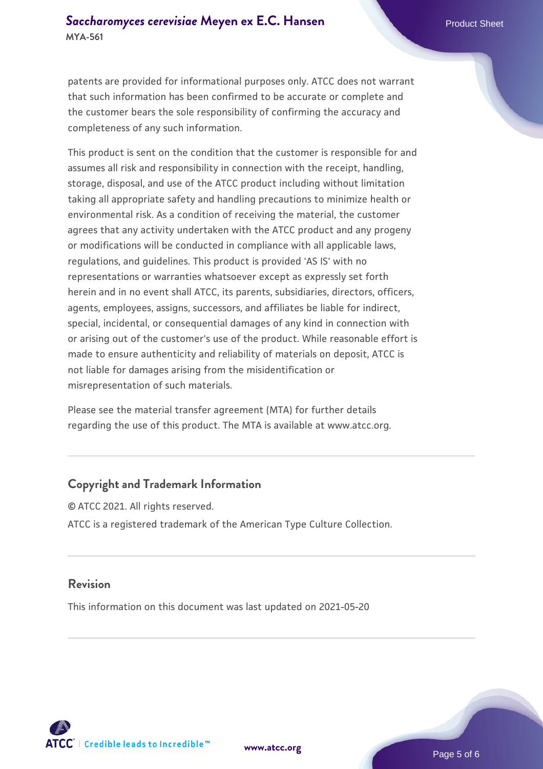patents are provided for informational purposes only. ATCC does not warrant that such information has been confirmed to be accurate or complete and the customer bears the sole responsibility of confirming the accuracy and completeness of any such information.

This product is sent on the condition that the customer is responsible for and assumes all risk and responsibility in connection with the receipt, handling, storage, disposal, and use of the ATCC product including without limitation taking all appropriate safety and handling precautions to minimize health or environmental risk. As a condition of receiving the material, the customer agrees that any activity undertaken with the ATCC product and any progeny or modifications will be conducted in compliance with all applicable laws, regulations, and guidelines. This product is provided 'AS IS' with no representations or warranties whatsoever except as expressly set forth herein and in no event shall ATCC, its parents, subsidiaries, directors, officers, agents, employees, assigns, successors, and affiliates be liable for indirect, special, incidental, or consequential damages of any kind in connection with or arising out of the customer's use of the product. While reasonable effort is made to ensure authenticity and reliability of materials on deposit, ATCC is not liable for damages arising from the misidentification or misrepresentation of such materials.

Please see the material transfer agreement (MTA) for further details regarding the use of this product. The MTA is available at www.atcc.org.

## Copyright and Trademark Information

© ATCC 2021. All rights reserved.

ATCC is a registered trademark of the American Type Culture Collection.

## Revision

This information on this document was last updated on 2021-05-20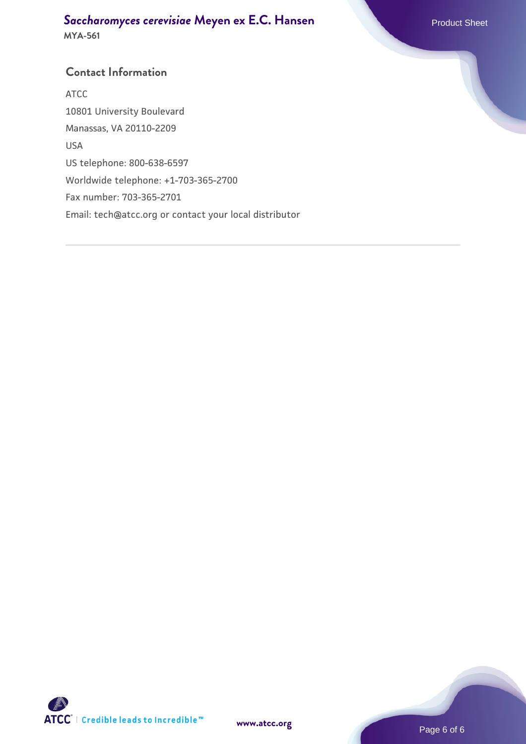## Contact Information

ATCC

10801 University Boulevard

Manassas, VA 20110-2209

USA

US telephone: 800-638-6597

Worldwide telephone: +1-703-365-2700

Fax number: 703-365-2701

Email: tech@atcc.org or contact your local distributor